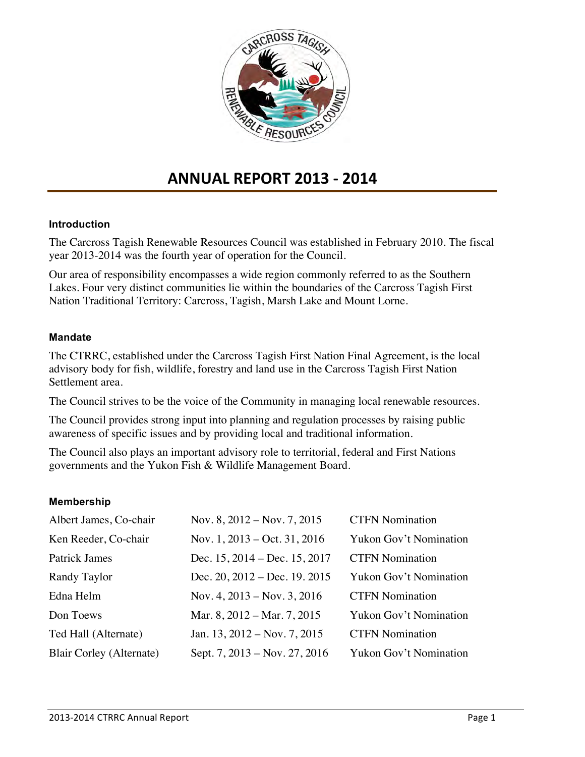# ANNUAL REPORT 2013 - 2014

### Introduction

The Carcross Tagish Renewable Resources Council was established in February 2010. The fiscal year 2013-2014 was the fourth year of operation for the Council.

Our area of responsibility encompasses a wide region commonly referred to as the Southern Lakes. Four very distinct communities lie within the boundaries of the Carcross Tagish First Nation Traditional Territory: Carcross, Tagish, Marsh Lake and Mount Lorne.

### Mandate

The CTRRC, established under the Carcross Tagish First Nation Final Agreement, is the local advisory body for fish, wildlife, forestry and land use in the Carcross Tagish First Nation Settlement area.

The Council strives to be the voice of the Community in managing local renewable resources.

The Council provides strong input into planning and regulation processes by raising public awareness of specific issues and by providing local and traditional information.

The Council also plays an important advisory role to territorial, federal and First Nations governments and the Yukon Fish & Wildlife Management Board.

### Membership

| | | |
|---|---|---|
| Albert James, Co-chair | Nov. 8, 2012 – Nov. 7, 2015 | CTFN Nomination |
| Ken Reeder, Co-chair | Nov. 1, 2013 – Oct. 31, 2016 | Yukon Gov't Nomination |
| Patrick James | Dec. 15, 2014 – Dec. 15, 2017 | CTFN Nomination |
| Randy Taylor | Dec. 20, 2012 – Dec. 19. 2015 | Yukon Gov't Nomination |
| Edna Helm | Nov. 4, 2013 – Nov. 3, 2016 | CTFN Nomination |
| Don Toews | Mar. 8, 2012 – Mar. 7, 2015 | Yukon Gov't Nomination |
| Ted Hall (Alternate) | Jan. 13, 2012 – Nov. 7, 2015 | CTFN Nomination |
| Blair Corley (Alternate) | Sept. 7, 2013 – Nov. 27, 2016 | Yukon Gov't Nomination |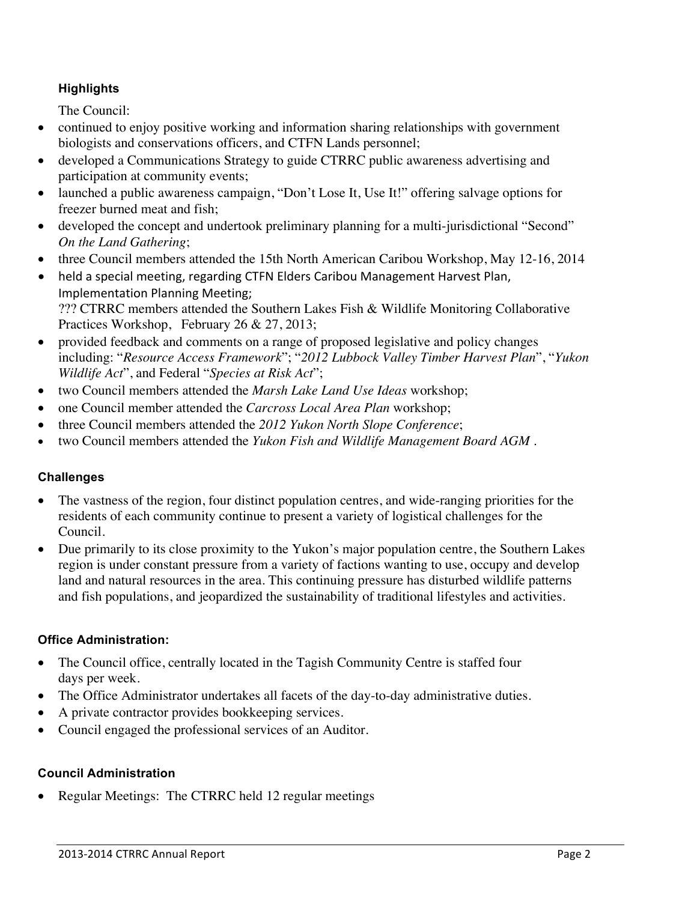### Highlights

The Council:

- continued to enjoy positive working and information sharing relationships with government biologists and conservations officers, and CTFN Lands personnel;
- developed a Communications Strategy to guide CTRRC public awareness advertising and participation at community events;
- launched a public awareness campaign, "Don't Lose It, Use It!" offering salvage options for freezer burned meat and fish;
- developed the concept and undertook preliminary planning for a multi-jurisdictional "Second" *On the Land Gathering*;
- three Council members attended the 15th North American Caribou Workshop, May 12-16, 2014
- held a special meeting, regarding CTFN Elders Caribou Management Harvest Plan, Implementation Planning Meeting;
  ??? CTRRC members attended the Southern Lakes Fish & Wildlife Monitoring Collaborative Practices Workshop, February 26 & 27, 2013;
- provided feedback and comments on a range of proposed legislative and policy changes including: "*Resource Access Framework*"; "*2012 Lubbock Valley Timber Harvest Plan*", "*Yukon Wildlife Act*", and Federal "*Species at Risk Act*";
- two Council members attended the *Marsh Lake Land Use Ideas* workshop;
- one Council member attended the *Carcross Local Area Plan* workshop;
- three Council members attended the *2012 Yukon North Slope Conference*;
- two Council members attended the *Yukon Fish and Wildlife Management Board AGM* .

### Challenges

- The vastness of the region, four distinct population centres, and wide-ranging priorities for the residents of each community continue to present a variety of logistical challenges for the Council.
- Due primarily to its close proximity to the Yukon's major population centre, the Southern Lakes region is under constant pressure from a variety of factions wanting to use, occupy and develop land and natural resources in the area. This continuing pressure has disturbed wildlife patterns and fish populations, and jeopardized the sustainability of traditional lifestyles and activities.

### Office Administration:

- The Council office, centrally located in the Tagish Community Centre is staffed four days per week.
- The Office Administrator undertakes all facets of the day-to-day administrative duties.
- A private contractor provides bookkeeping services.
- Council engaged the professional services of an Auditor.

### Council Administration

- Regular Meetings: The CTRRC held 12 regular meetings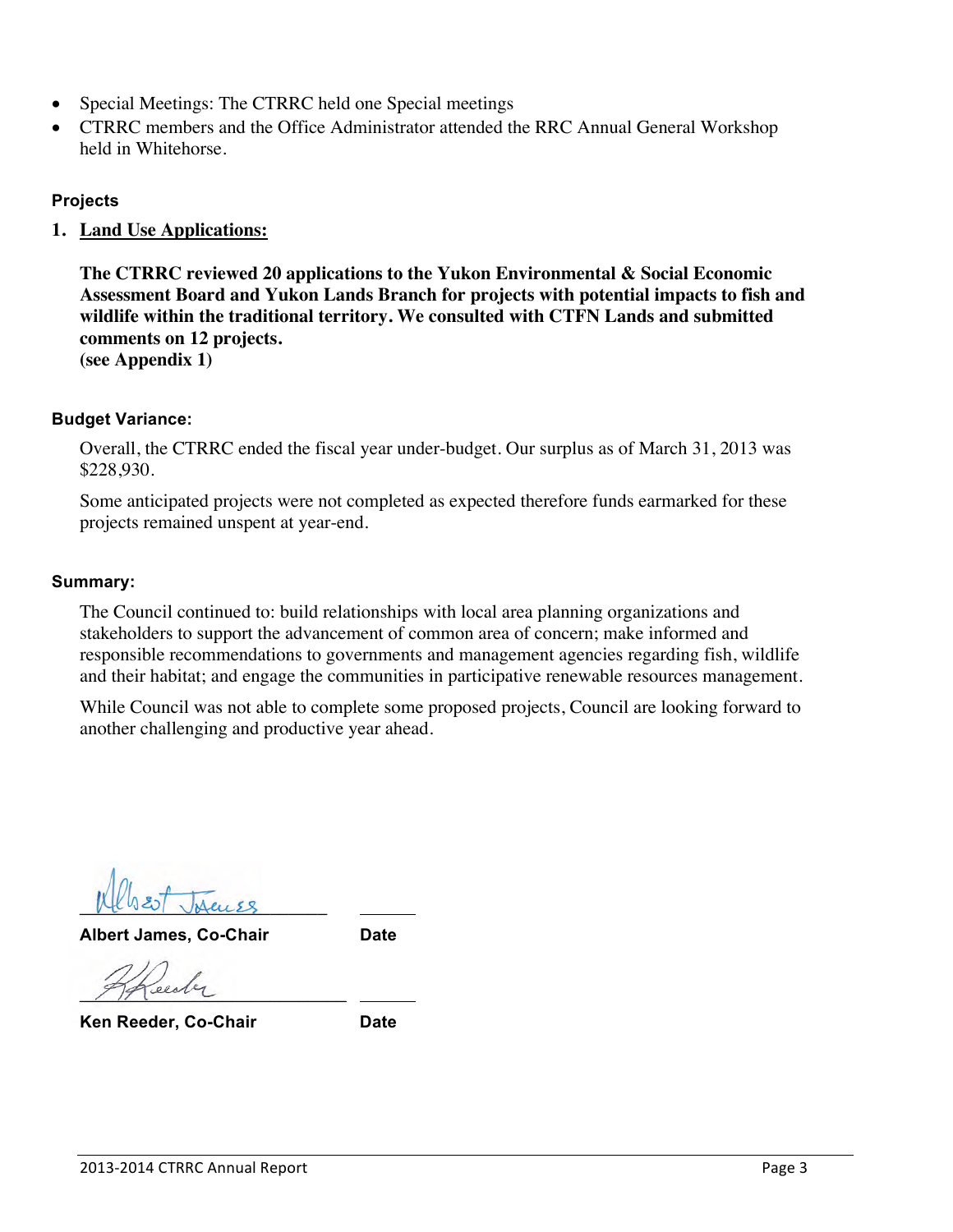- Special Meetings: The CTRRC held one Special meetings
- CTRRC members and the Office Administrator attended the RRC Annual General Workshop held in Whitehorse.

### Projects

1. **Land Use Applications:**

   **The CTRRC reviewed 20 applications to the Yukon Environmental & Social Economic Assessment Board and Yukon Lands Branch for projects with potential impacts to fish and wildlife within the traditional territory. We consulted with CTFN Lands and submitted comments on 12 projects.**
   **(see Appendix 1)**

### Budget Variance:

Overall, the CTRRC ended the fiscal year under-budget. Our surplus as of March 31, 2013 was $228,930.

Some anticipated projects were not completed as expected therefore funds earmarked for these projects remained unspent at year-end.

### Summary:

The Council continued to: build relationships with local area planning organizations and stakeholders to support the advancement of common area of concern; make informed and responsible recommendations to governments and management agencies regarding fish, wildlife and their habitat; and engage the communities in participative renewable resources management.

While Council was not able to complete some proposed projects, Council are looking forward to another challenging and productive year ahead.

______________________________ ________
**Albert James, Co-Chair** **Date**

______________________________ ________
**Ken Reeder, Co-Chair** **Date**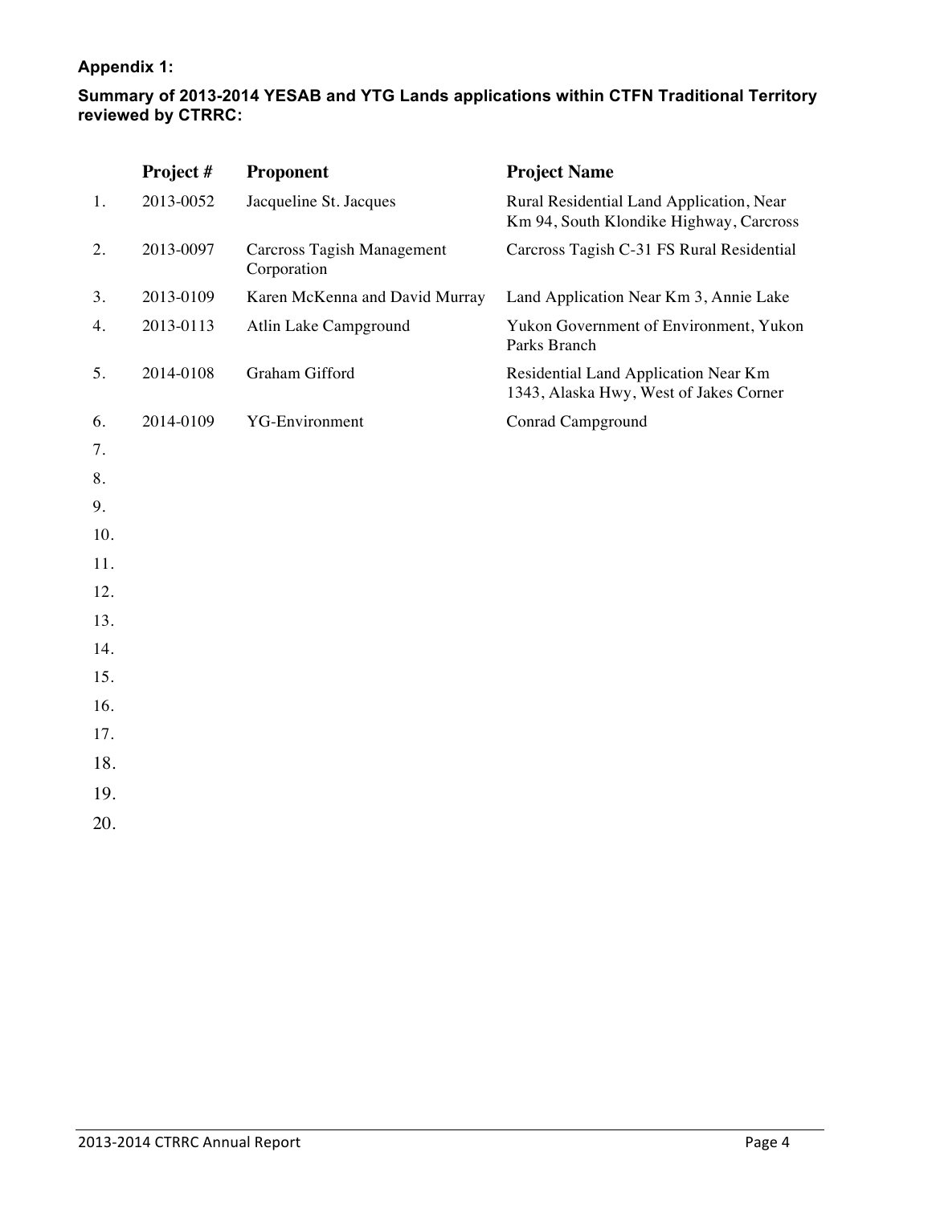**Appendix 1:**

**Summary of 2013-2014 YESAB and YTG Lands applications within CTFN Traditional Territory reviewed by CTRRC:**

| | Project # | Proponent | Project Name |
|---|---|---|---|
| 1. | 2013-0052 | Jacqueline St. Jacques | Rural Residential Land Application, Near Km 94, South Klondike Highway, Carcross |
| 2. | 2013-0097 | Carcross Tagish Management Corporation | Carcross Tagish C-31 FS Rural Residential |
| 3. | 2013-0109 | Karen McKenna and David Murray | Land Application Near Km 3, Annie Lake |
| 4. | 2013-0113 | Atlin Lake Campground | Yukon Government of Environment, Yukon Parks Branch |
| 5. | 2014-0108 | Graham Gifford | Residential Land Application Near Km 1343, Alaska Hwy, West of Jakes Corner |
| 6. | 2014-0109 | YG-Environment | Conrad Campground |
| 7. | | | |
| 8. | | | |
| 9. | | | |
| 10. | | | |
| 11. | | | |
| 12. | | | |
| 13. | | | |
| 14. | | | |
| 15. | | | |
| 16. | | | |
| 17. | | | |
| 18. | | | |
| 19. | | | |
| 20. | | | |